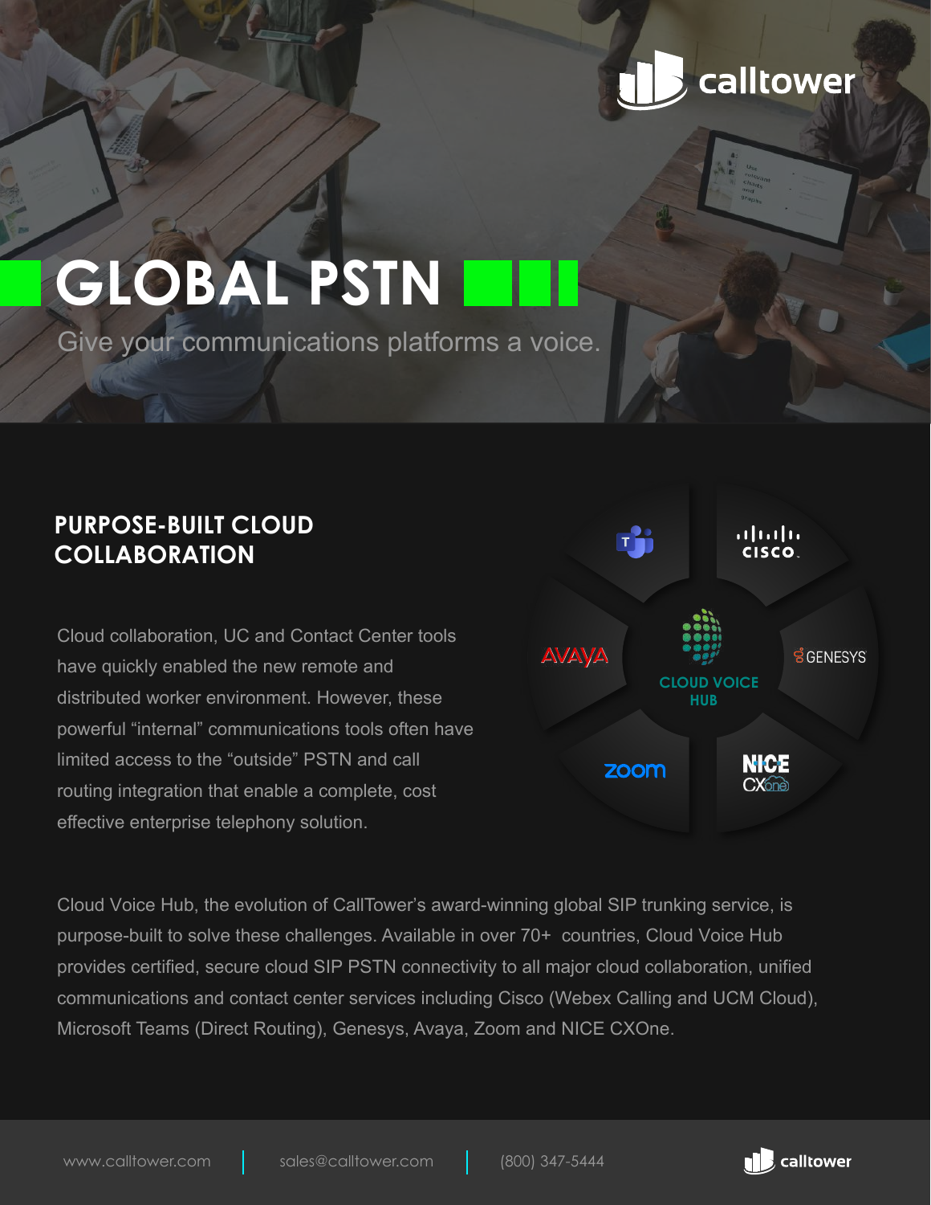# GLOBAL PSTN

Give your communications platforms a voice.

## PURPOSE-BUILT CLOUD COLLABORATION

Cloud collaboration, UC and Contact Center tools have quickly enabled the new remote and distributed worker environment. However, these powerful “internal” communications tools often have limited access to the “outside” PSTN and call routing integration that enable a complete, cost effective enterprise telephony solution.

Cloud Voice Hub, the evolution of CallTower’s award-winning global SIP trunking service, is purpose-built to solve these challenges. Available in over 70+ countries, Cloud Voice Hub provides certified, secure cloud SIP PSTN connectivity to all major cloud collaboration, unified communications and contact center services including Cisco (Webex Calling and UCM Cloud), Microsoft Teams (Direct Routing), Genesys, Avaya, Zoom and NICE CXOne.

www.calltower.com | sales@calltower.com | (800) 347-5444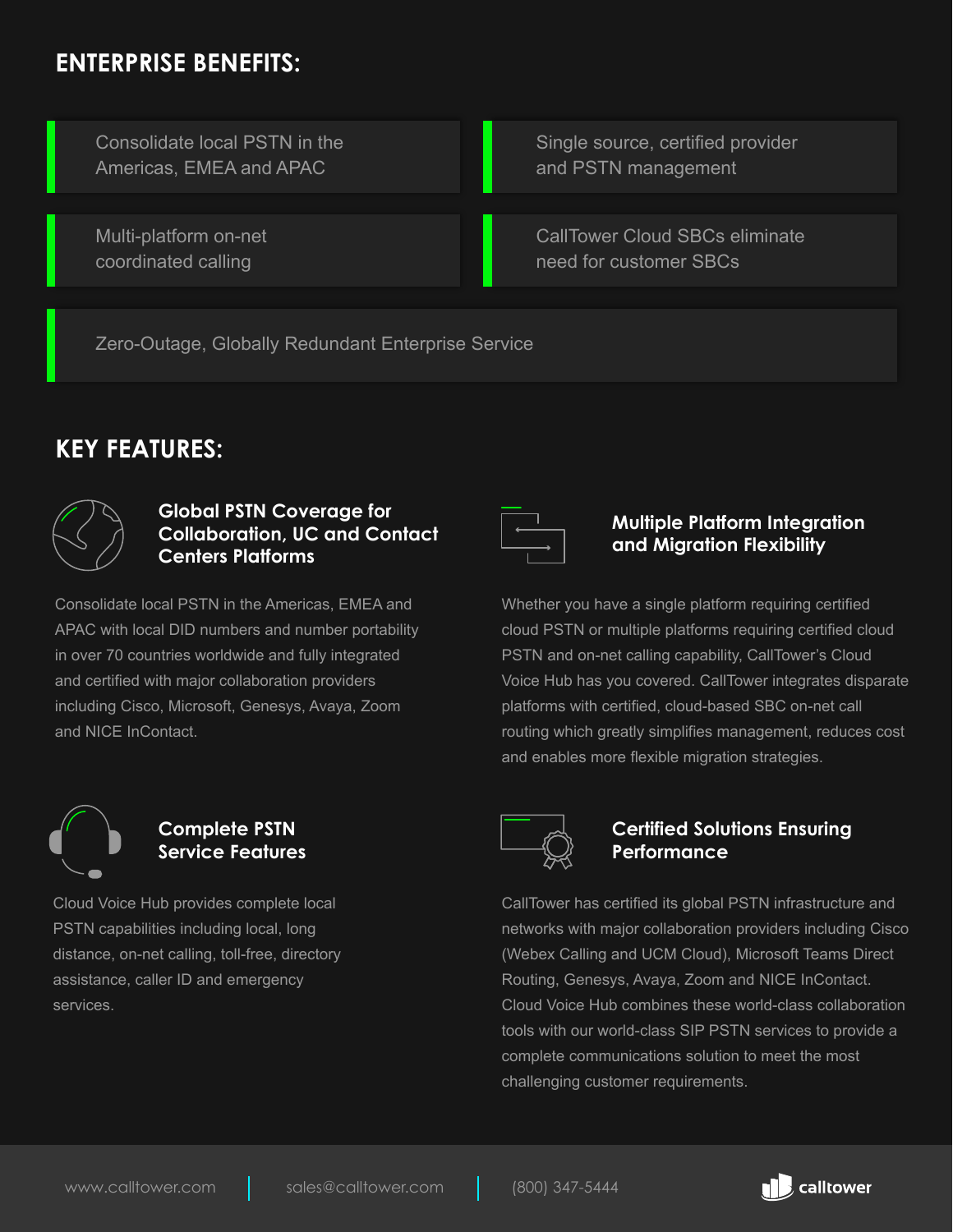## ENTERPRISE BENEFITS:

- Consolidate local PSTN in the Americas, EMEA and APAC
- Single source, certified provider and PSTN management
- Multi-platform on-net coordinated calling
- CallTower Cloud SBCs eliminate need for customer SBCs
- Zero-Outage, Globally Redundant Enterprise Service

## KEY FEATURES:

### Global PSTN Coverage for Collaboration, UC and Contact Centers Platforms

Consolidate local PSTN in the Americas, EMEA and APAC with local DID numbers and number portability in over 70 countries worldwide and fully integrated and certified with major collaboration providers including Cisco, Microsoft, Genesys, Avaya, Zoom and NICE InContact.

### Multiple Platform Integration and Migration Flexibility

Whether you have a single platform requiring certified cloud PSTN or multiple platforms requiring certified cloud PSTN and on-net calling capability, CallTower's Cloud Voice Hub has you covered. CallTower integrates disparate platforms with certified, cloud-based SBC on-net call routing which greatly simplifies management, reduces cost and enables more flexible migration strategies.

### Complete PSTN Service Features

Cloud Voice Hub provides complete local PSTN capabilities including local, long distance, on-net calling, toll-free, directory assistance, caller ID and emergency services.

### Certified Solutions Ensuring Performance

CallTower has certified its global PSTN infrastructure and networks with major collaboration providers including Cisco (Webex Calling and UCM Cloud), Microsoft Teams Direct Routing, Genesys, Avaya, Zoom and NICE InContact. Cloud Voice Hub combines these world-class collaboration tools with our world-class SIP PSTN services to provide a complete communications solution to meet the most challenging customer requirements.

www.calltower.com | sales@calltower.com | (800) 347-5444

calltower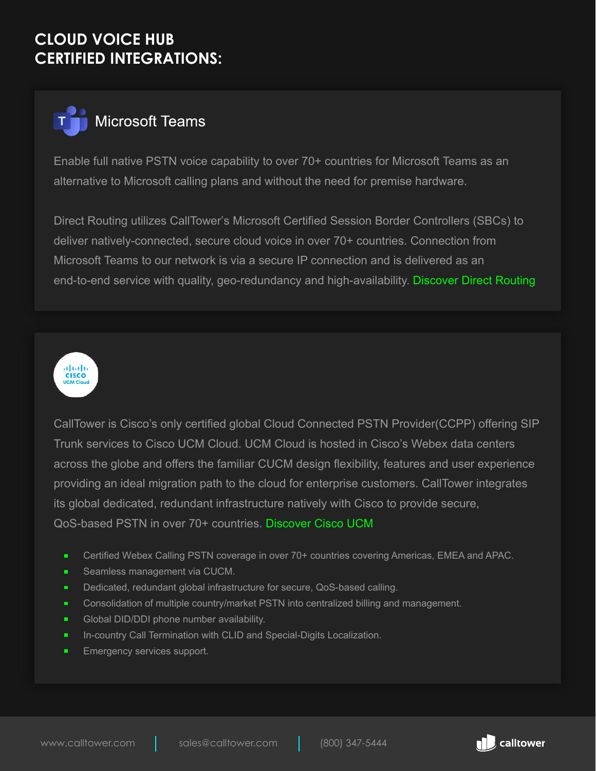# CLOUD VOICE HUB CERTIFIED INTEGRATIONS:

## Microsoft Teams

Enable full native PSTN voice capability to over 70+ countries for Microsoft Teams as an alternative to Microsoft calling plans and without the need for premise hardware.

Direct Routing utilizes CallTower's Microsoft Certified Session Border Controllers (SBCs) to deliver natively-connected, secure cloud voice in over 70+ countries. Connection from Microsoft Teams to our network is via a secure IP connection and is delivered as an end-to-end service with quality, geo-redundancy and high-availability. Discover Direct Routing

## Cisco UCM Cloud

CallTower is Cisco's only certified global Cloud Connected PSTN Provider(CCPP) offering SIP Trunk services to Cisco UCM Cloud. UCM Cloud is hosted in Cisco's Webex data centers across the globe and offers the familiar CUCM design flexibility, features and user experience providing an ideal migration path to the cloud for enterprise customers. CallTower integrates its global dedicated, redundant infrastructure natively with Cisco to provide secure, QoS-based PSTN in over 70+ countries. Discover Cisco UCM

- Certified Webex Calling PSTN coverage in over 70+ countries covering Americas, EMEA and APAC.
- Seamless management via CUCM.
- Dedicated, redundant global infrastructure for secure, QoS-based calling.
- Consolidation of multiple country/market PSTN into centralized billing and management.
- Global DID/DDI phone number availability.
- In-country Call Termination with CLID and Special-Digits Localization.
- Emergency services support.

www.calltower.com | sales@calltower.com | (800) 347-5444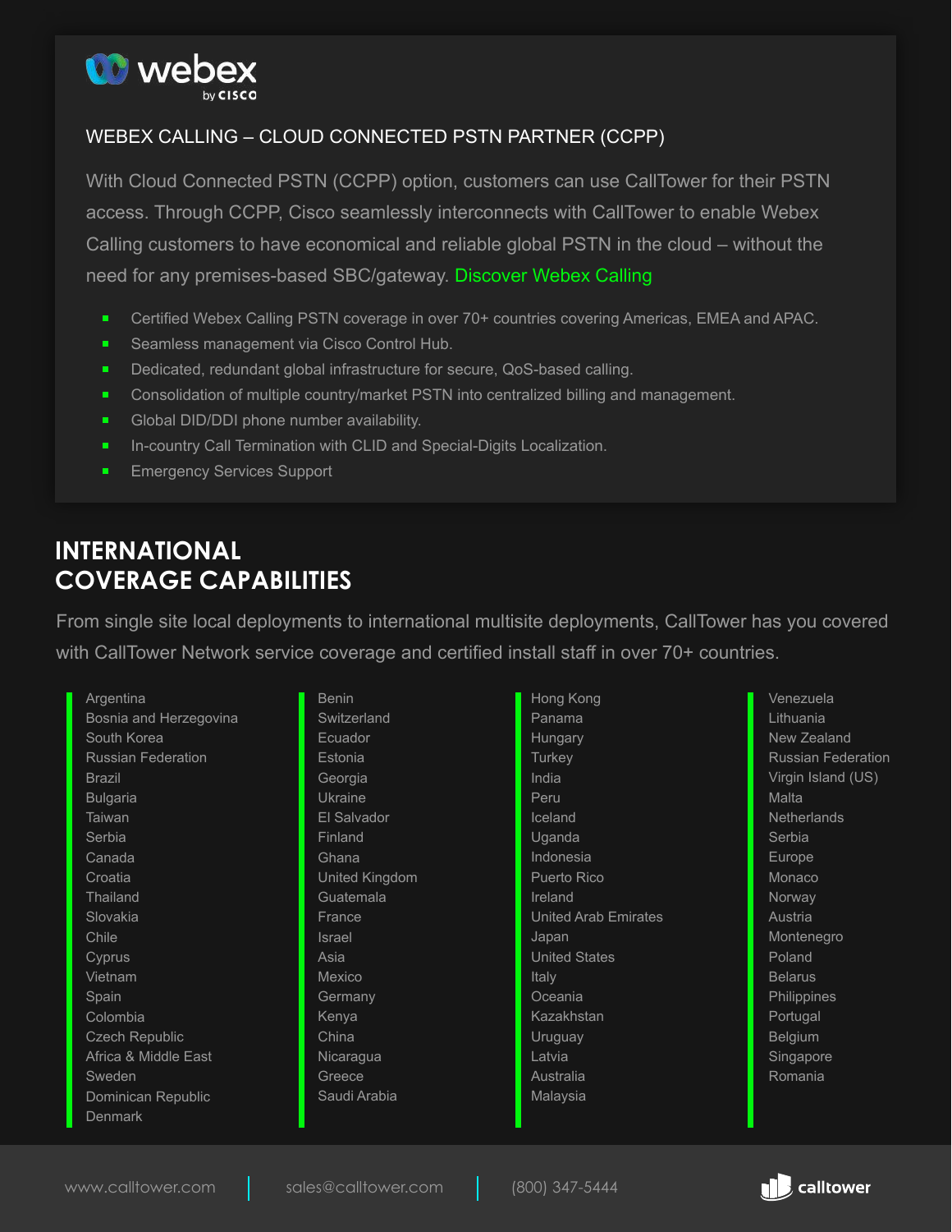webex by CISCO

## WEBEX CALLING – CLOUD CONNECTED PSTN PARTNER (CCPP)

With Cloud Connected PSTN (CCPP) option, customers can use CallTower for their PSTN access. Through CCPP, Cisco seamlessly interconnects with CallTower to enable Webex Calling customers to have economical and reliable global PSTN in the cloud – without the need for any premises-based SBC/gateway. Discover Webex Calling

- Certified Webex Calling PSTN coverage in over 70+ countries covering Americas, EMEA and APAC.
- Seamless management via Cisco Control Hub.
- Dedicated, redundant global infrastructure for secure, QoS-based calling.
- Consolidation of multiple country/market PSTN into centralized billing and management.
- Global DID/DDI phone number availability.
- In-country Call Termination with CLID and Special-Digits Localization.
- Emergency Services Support

## INTERNATIONAL COVERAGE CAPABILITIES

From single site local deployments to international multisite deployments, CallTower has you covered with CallTower Network service coverage and certified install staff in over 70+ countries.

Argentina
Bosnia and Herzegovina
South Korea
Russian Federation
Brazil
Bulgaria
Taiwan
Serbia
Canada
Croatia
Thailand
Slovakia
Chile
Cyprus
Vietnam
Spain
Colombia
Czech Republic
Africa & Middle East
Sweden
Dominican Republic
Denmark

Benin
Switzerland
Ecuador
Estonia
Georgia
Ukraine
El Salvador
Finland
Ghana
United Kingdom
Guatemala
France
Israel
Asia
Mexico
Germany
Kenya
China
Nicaragua
Greece
Saudi Arabia

Hong Kong
Panama
Hungary
Turkey
India
Peru
Iceland
Uganda
Indonesia
Puerto Rico
Ireland
United Arab Emirates
Japan
United States
Italy
Oceania
Kazakhstan
Uruguay
Latvia
Australia
Malaysia

Venezuela
Lithuania
New Zealand
Russian Federation
Virgin Island (US)
Malta
Netherlands
Serbia
Europe
Monaco
Norway
Austria
Montenegro
Poland
Belarus
Philippines
Portugal
Belgium
Singapore
Romania

www.calltower.com | sales@calltower.com | (800) 347-5444

calltower